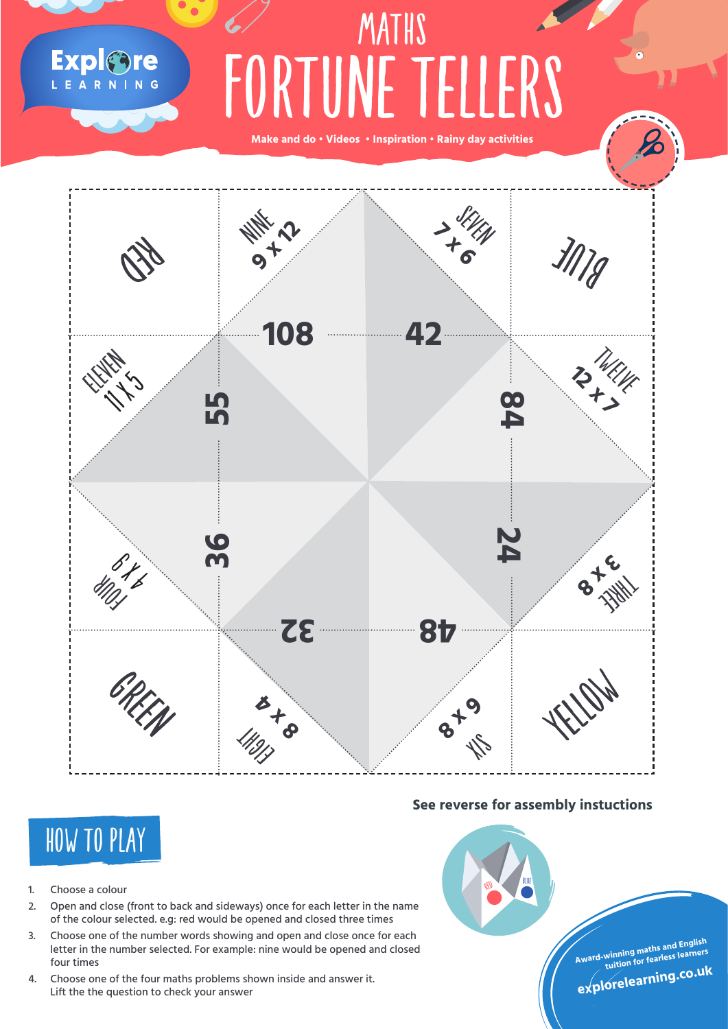# MATHS FORTUNE TELLERS

**Make and do • Videos • Inspiration • Rainy day activities**

RED

NINE
9 x 12

SEVEN
7 x 6

BLUE

ELEVEN
11 x 5

TWELVE
12 x 7

108

42

55

84

36

24

FOUR
4 x 9

THREE
3 x 8

32

48

GREEN

EIGHT
8 x 4

SIX
6 x 8

YELLOW

**See reverse for assembly instuctions**

## HOW TO PLAY

1. Choose a colour
2. Open and close (front to back and sideways) once for each letter in the name of the colour selected. e.g: red would be opened and closed three times
3. Choose one of the number words showing and open and close once for each letter in the number selected. For example: nine would be opened and closed four times
4. Choose one of the four maths problems shown inside and answer it. Lift the the question to check your answer

Award-winning maths and English tuition for fearless learners

explorelearning.co.uk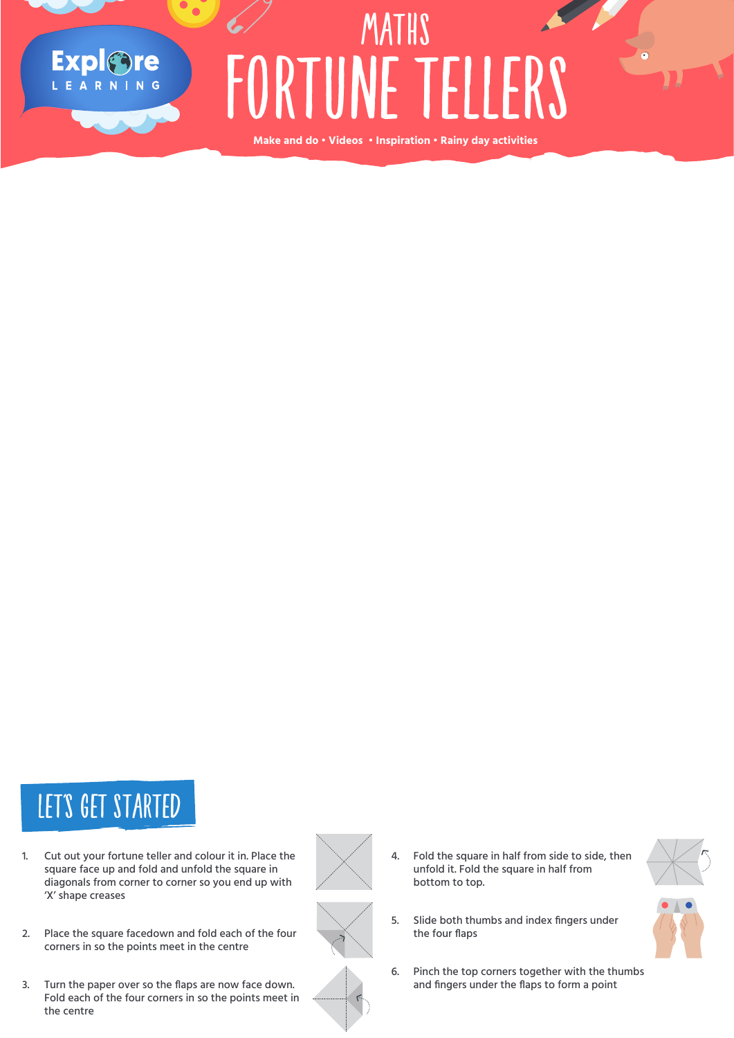# MATHS FORTUNE TELLERS

**Make and do • Videos • Inspiration • Rainy day activities**

## LET'S GET STARTED

1. Cut out your fortune teller and colour it in. Place the square face up and fold and unfold the square in diagonals from corner to corner so you end up with 'X' shape creases
2. Place the square facedown and fold each of the four corners in so the points meet in the centre
3. Turn the paper over so the flaps are now face down. Fold each of the four corners in so the points meet in the centre
4. Fold the square in half from side to side, then unfold it. Fold the square in half from bottom to top.
5. Slide both thumbs and index fingers under the four flaps
6. Pinch the top corners together with the thumbs and fingers under the flaps to form a point